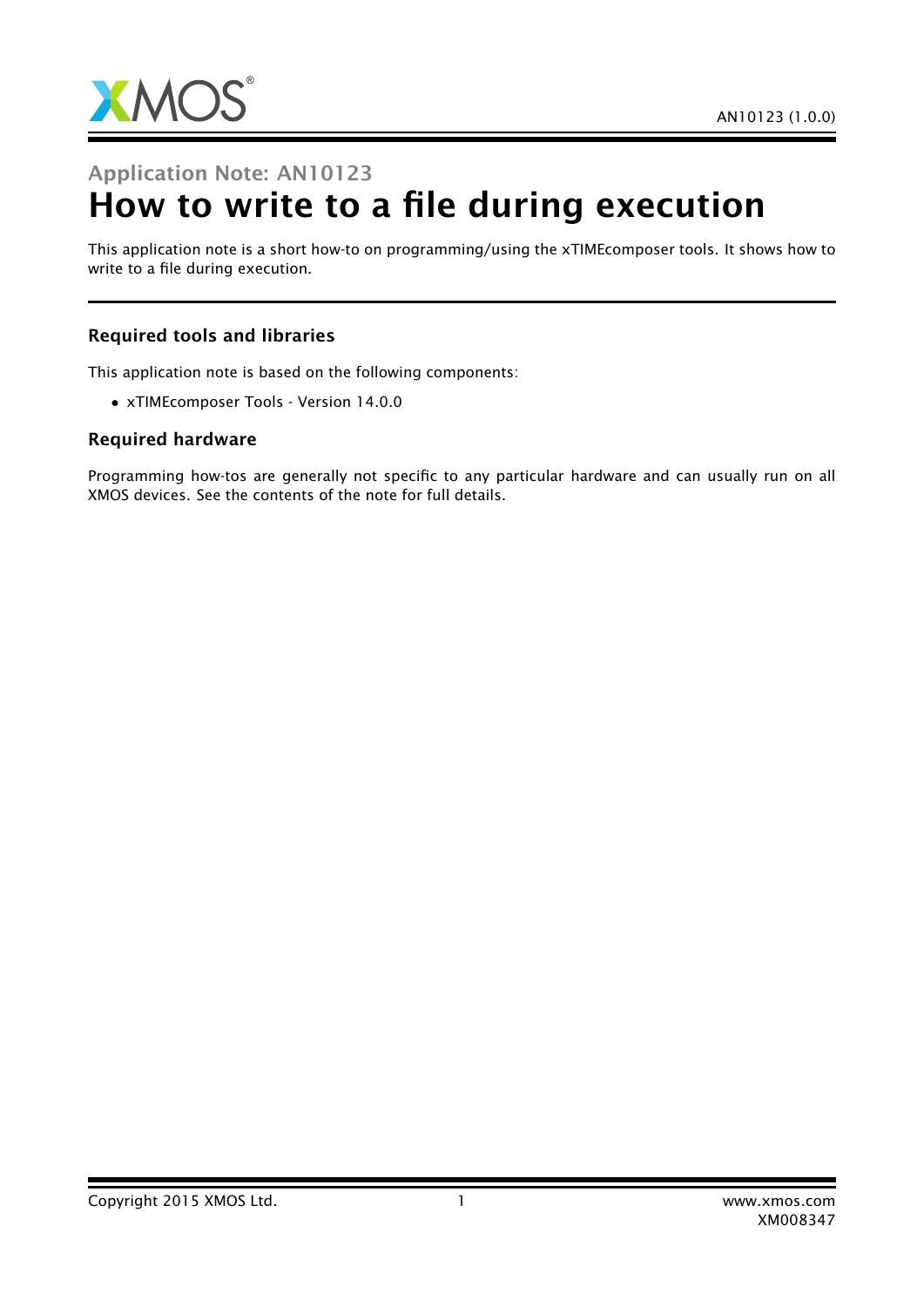# Application Note: AN10123

# How to write to a file during execution

This application note is a short how-to on programming/using the xTIMEcomposer tools. It shows how to write to a file during execution.

### Required tools and libraries

This application note is based on the following components:

- xTIMEcomposer Tools - Version 14.0.0

### Required hardware

Programming how-tos are generally not specific to any particular hardware and can usually run on all XMOS devices. See the contents of the note for full details.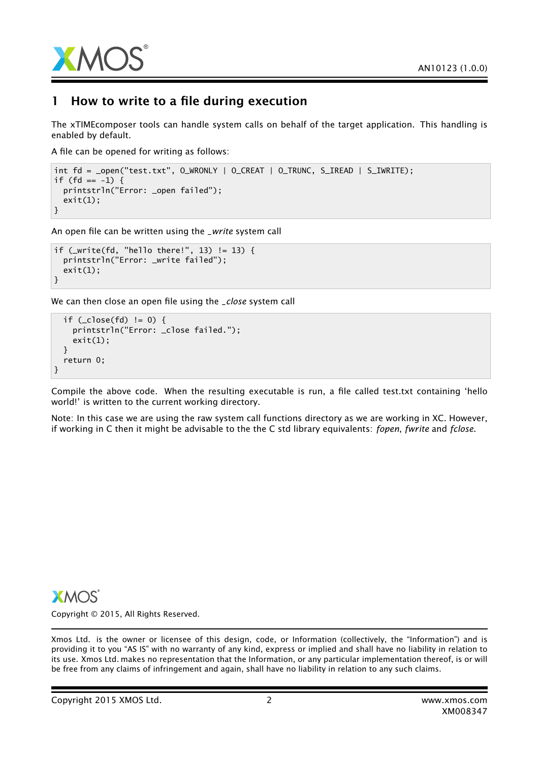# 1 How to write to a file during execution

The xTIMEcomposer tools can handle system calls on behalf of the target application. This handling is enabled by default.

A file can be opened for writing as follows:

```
int fd = _open("test.txt", O_WRONLY | O_CREAT | O_TRUNC, S_IREAD | S_IWRITE);
if (fd == -1) {
  printstrln("Error: _open failed");
  exit(1);
}
```

An open file can be written using the *_write* system call

```
if (_write(fd, "hello there!", 13) != 13) {
  printstrln("Error: _write failed");
  exit(1);
}
```

We can then close an open file using the *_close* system call

```
  if (_close(fd) != 0) {
    printstrln("Error: _close failed.");
    exit(1);
  }
  return 0;
}
```

Compile the above code. When the resulting executable is run, a file called test.txt containing 'hello world!' is written to the current working directory.

Note: In this case we are using the raw system call functions directory as we are working in XC. However, if working in C then it might be advisable to the the C std library equivalents: *fopen*, *fwrite* and *fclose*.

Copyright © 2015, All Rights Reserved.

Xmos Ltd. is the owner or licensee of this design, code, or Information (collectively, the "Information") and is providing it to you "AS IS" with no warranty of any kind, express or implied and shall have no liability in relation to its use. Xmos Ltd. makes no representation that the Information, or any particular implementation thereof, is or will be free from any claims of infringement and again, shall have no liability in relation to any such claims.